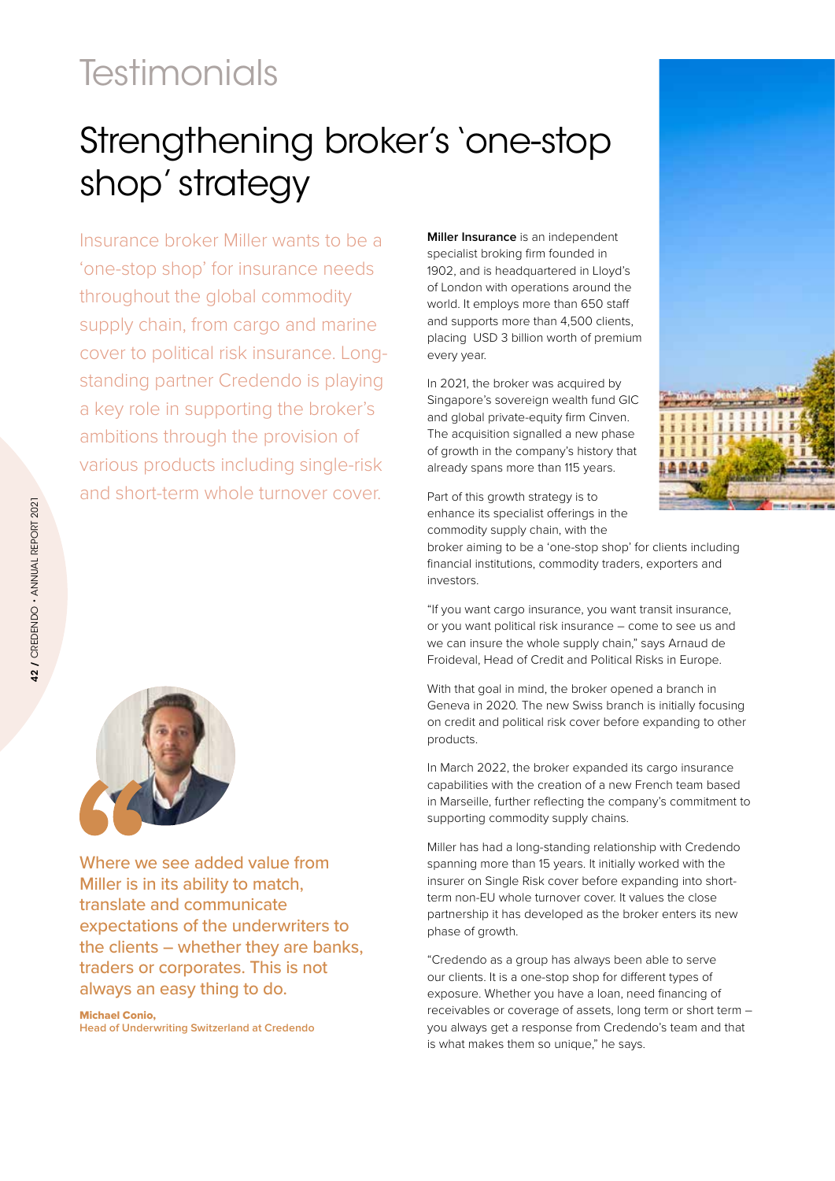# Testimonials

## Strengthening broker's 'one-stop shop' strategy

Insurance broker Miller wants to be a 'one-stop shop' for insurance needs throughout the global commodity supply chain, from cargo and marine cover to political risk insurance. Long-standing partner Credendo is playing a key role in supporting the broker's ambitions through the provision of various products including single-risk and short-term whole turnover cover.

> Where we see added value from Miller is in its ability to match, translate and communicate expectations of the underwriters to the clients – whether they are banks, traders or corporates. This is not always an easy thing to do.
>
> **Michael Conio,**
> **Head of Underwriting Switzerland at Credendo**

**Miller Insurance** is an independent specialist broking firm founded in 1902, and is headquartered in Lloyd's of London with operations around the world. It employs more than 650 staff and supports more than 4,500 clients, placing USD 3 billion worth of premium every year.

In 2021, the broker was acquired by Singapore's sovereign wealth fund GIC and global private-equity firm Cinven. The acquisition signalled a new phase of growth in the company's history that already spans more than 115 years.

Part of this growth strategy is to enhance its specialist offerings in the commodity supply chain, with the broker aiming to be a 'one-stop shop' for clients including financial institutions, commodity traders, exporters and investors.

"If you want cargo insurance, you want transit insurance, or you want political risk insurance – come to see us and we can insure the whole supply chain," says Arnaud de Froideval, Head of Credit and Political Risks in Europe.

With that goal in mind, the broker opened a branch in Geneva in 2020. The new Swiss branch is initially focusing on credit and political risk cover before expanding to other products.

In March 2022, the broker expanded its cargo insurance capabilities with the creation of a new French team based in Marseille, further reflecting the company's commitment to supporting commodity supply chains.

Miller has had a long-standing relationship with Credendo spanning more than 15 years. It initially worked with the insurer on Single Risk cover before expanding into short-term non-EU whole turnover cover. It values the close partnership it has developed as the broker enters its new phase of growth.

"Credendo as a group has always been able to serve our clients. It is a one-stop shop for different types of exposure. Whether you have a loan, need financing of receivables or coverage of assets, long term or short term – you always get a response from Credendo's team and that is what makes them so unique," he says.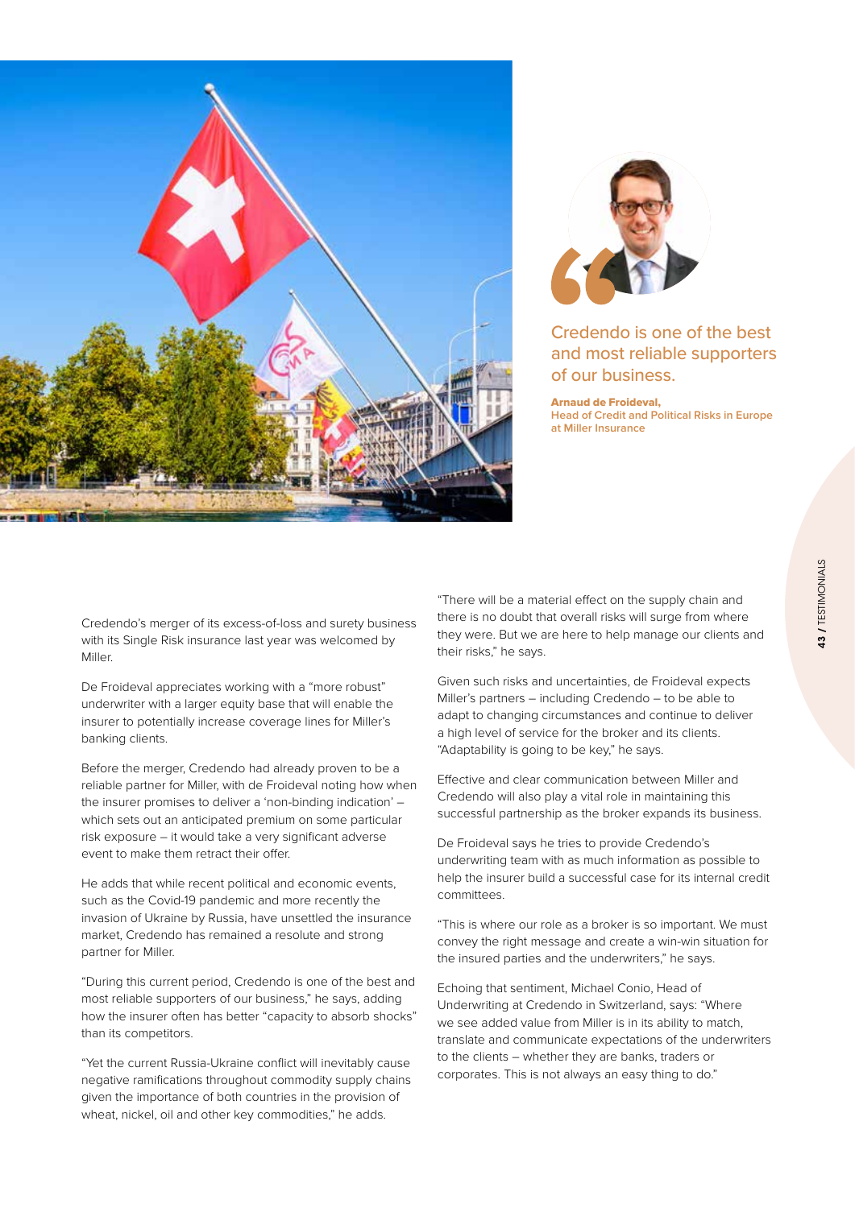> Credendo is one of the best and most reliable supporters of our business.

**Arnaud de Froideval,**
**Head of Credit and Political Risks in Europe at Miller Insurance**

Credendo's merger of its excess-of-loss and surety business with its Single Risk insurance last year was welcomed by Miller.

De Froideval appreciates working with a "more robust" underwriter with a larger equity base that will enable the insurer to potentially increase coverage lines for Miller's banking clients.

Before the merger, Credendo had already proven to be a reliable partner for Miller, with de Froideval noting how when the insurer promises to deliver a 'non-binding indication' – which sets out an anticipated premium on some particular risk exposure – it would take a very significant adverse event to make them retract their offer.

He adds that while recent political and economic events, such as the Covid-19 pandemic and more recently the invasion of Ukraine by Russia, have unsettled the insurance market, Credendo has remained a resolute and strong partner for Miller.

"During this current period, Credendo is one of the best and most reliable supporters of our business," he says, adding how the insurer often has better "capacity to absorb shocks" than its competitors.

"Yet the current Russia-Ukraine conflict will inevitably cause negative ramifications throughout commodity supply chains given the importance of both countries in the provision of wheat, nickel, oil and other key commodities," he adds.

"There will be a material effect on the supply chain and there is no doubt that overall risks will surge from where they were. But we are here to help manage our clients and their risks," he says.

Given such risks and uncertainties, de Froideval expects Miller's partners – including Credendo – to be able to adapt to changing circumstances and continue to deliver a high level of service for the broker and its clients. "Adaptability is going to be key," he says.

Effective and clear communication between Miller and Credendo will also play a vital role in maintaining this successful partnership as the broker expands its business.

De Froideval says he tries to provide Credendo's underwriting team with as much information as possible to help the insurer build a successful case for its internal credit committees.

"This is where our role as a broker is so important. We must convey the right message and create a win-win situation for the insured parties and the underwriters," he says.

Echoing that sentiment, Michael Conio, Head of Underwriting at Credendo in Switzerland, says: "Where we see added value from Miller is in its ability to match, translate and communicate expectations of the underwriters to the clients – whether they are banks, traders or corporates. This is not always an easy thing to do."